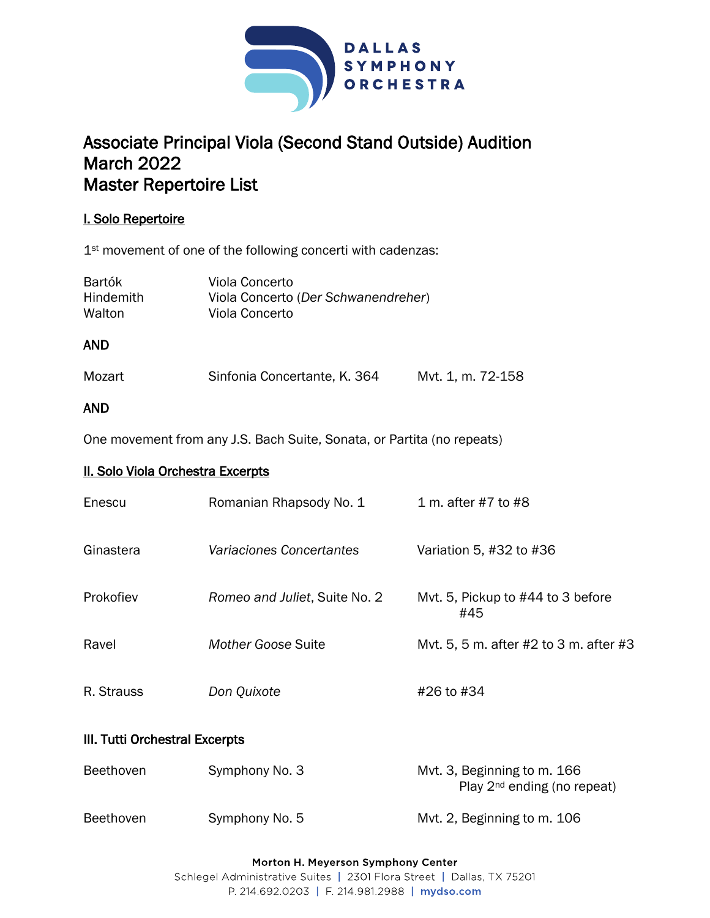DALLAS SYMPHONY ORCHESTRA

# Associate Principal Viola (Second Stand Outside) Audition
# March 2022
# Master Repertoire List

## I. Solo Repertoire

1st movement of one of the following concerti with cadenzas:

| | |
|---|---|
| Bartók | Viola Concerto |
| Hindemith | Viola Concerto (*Der Schwanendreher*) |
| Walton | Viola Concerto |

**AND**

| | | |
|---|---|---|
| Mozart | Sinfonia Concertante, K. 364 | Mvt. 1, m. 72-158 |

**AND**

One movement from any J.S. Bach Suite, Sonata, or Partita (no repeats)

## II. Solo Viola Orchestra Excerpts

| | | |
|---|---|---|
| Enescu | Romanian Rhapsody No. 1 | 1 m. after #7 to #8 |
| Ginastera | *Variaciones Concertantes* | Variation 5, #32 to #36 |
| Prokofiev | *Romeo and Juliet*, Suite No. 2 | Mvt. 5, Pickup to #44 to 3 before #45 |
| Ravel | *Mother Goose* Suite | Mvt. 5, 5 m. after #2 to 3 m. after #3 |
| R. Strauss | *Don Quixote* | #26 to #34 |

## III. Tutti Orchestral Excerpts

| | | |
|---|---|---|
| Beethoven | Symphony No. 3 | Mvt. 3, Beginning to m. 166 Play 2nd ending (no repeat) |
| Beethoven | Symphony No. 5 | Mvt. 2, Beginning to m. 106 |

**Morton H. Meyerson Symphony Center**
Schlegel Administrative Suites | 2301 Flora Street | Dallas, TX 75201
P. 214.692.0203 | F. 214.981.2988 | mydso.com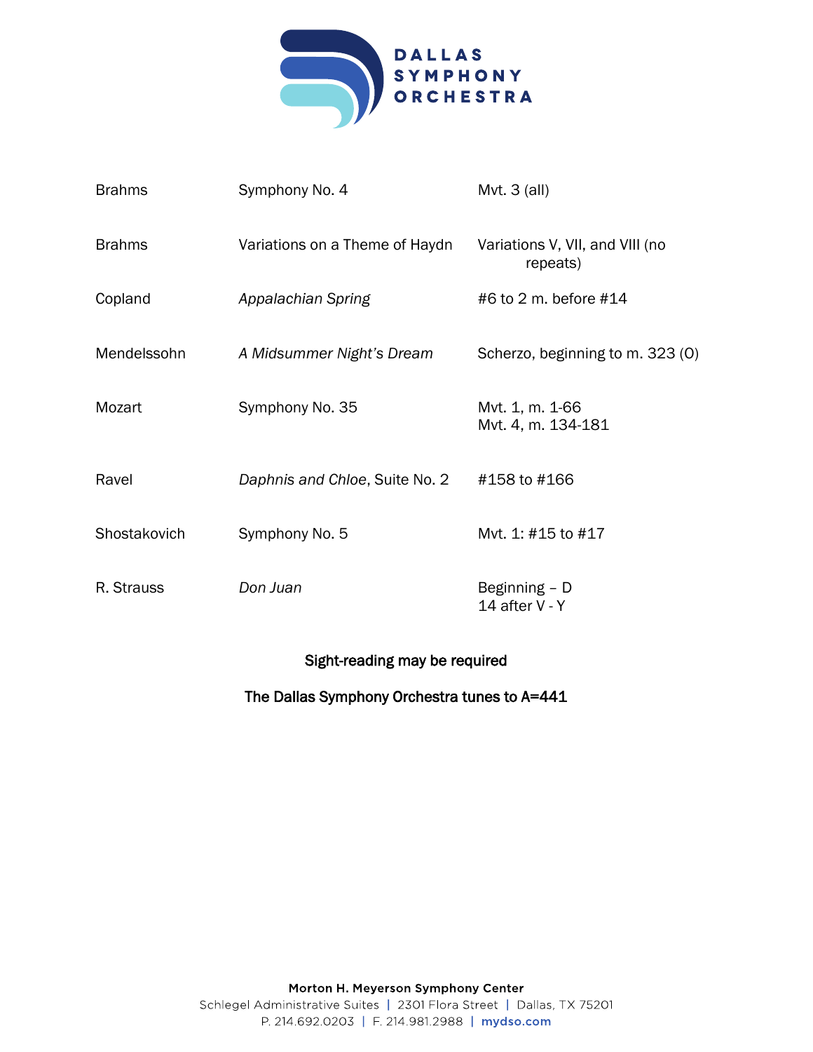| | | |
|---|---|---|
| Brahms | Symphony No. 4 | Mvt. 3 (all) |
| Brahms | Variations on a Theme of Haydn | Variations V, VII, and VIII (no repeats) |
| Copland | *Appalachian Spring* | #6 to 2 m. before #14 |
| Mendelssohn | *A Midsummer Night's Dream* | Scherzo, beginning to m. 323 (O) |
| Mozart | Symphony No. 35 | Mvt. 1, m. 1-66<br>Mvt. 4, m. 134-181 |
| Ravel | *Daphnis and Chloe*, Suite No. 2 | #158 to #166 |
| Shostakovich | Symphony No. 5 | Mvt. 1: #15 to #17 |
| R. Strauss | *Don Juan* | Beginning – D<br>14 after V - Y |

**Sight-reading may be required**

**The Dallas Symphony Orchestra tunes to A=441**